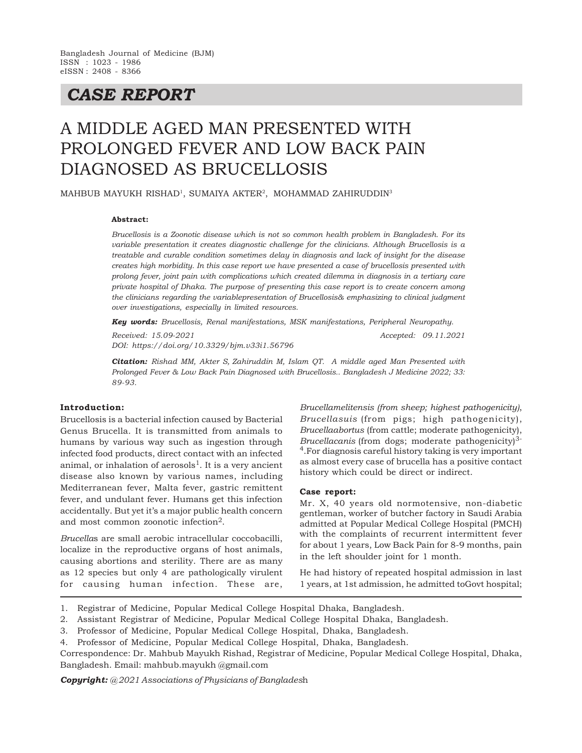Bangladesh Journal of Medicine (BJM)
ISSN : 1023 - 1986
eISSN : 2408 - 8366

## *CASE REPORT*

# A MIDDLE AGED MAN PRESENTED WITH PROLONGED FEVER AND LOW BACK PAIN DIAGNOSED AS BRUCELLOSIS

MAHBUB MAYUKH RISHAD[1], SUMAIYA AKTER[2], MOHAMMAD ZAHIRUDDIN[3]

**Abstract:**

*Brucellosis is a Zoonotic disease which is not so common health problem in Bangladesh. For its variable presentation it creates diagnostic challenge for the clinicians. Although Brucellosis is a treatable and curable condition sometimes delay in diagnosis and lack of insight for the disease creates high morbidity. In this case report we have presented a case of brucellosis presented with prolong fever, joint pain with complications which created dilemma in diagnosis in a tertiary care private hospital of Dhaka. The purpose of presenting this case report is to create concern among the clinicians regarding the variablepresentation of Brucellosis& emphasizing to clinical judgment over investigations, especially in limited resources.*

***Key words:*** *Brucellosis, Renal manifestations, MSK manifestations, Peripheral Neuropathy.*

*Received: 15.09-2021* *Accepted: 09.11.2021*

*DOI: https://doi.org/10.3329/bjm.v33i1.56796*

***Citation:*** *Rishad MM, Akter S, Zahiruddin M, Islam QT. A middle aged Man Presented with Prolonged Fever & Low Back Pain Diagnosed with Brucellosis.. Bangladesh J Medicine 2022; 33: 89-93.*

### Introduction:

Brucellosis is a bacterial infection caused by Bacterial Genus Brucella. It is transmitted from animals to humans by various way such as ingestion through infected food products, direct contact with an infected animal, or inhalation of aerosols[1]. It is a very ancient disease also known by various names, including Mediterranean fever, Malta fever, gastric remittent fever, and undulant fever. Humans get this infection accidentally. But yet it's a major public health concern and most common zoonotic infection[2].

*Brucella*s are small aerobic intracellular coccobacilli, localize in the reproductive organs of host animals, causing abortions and sterility. There are as many as 12 species but only 4 are pathologically virulent for causing human infection. These are, *Brucellamelitensis (from sheep; highest pathogenicity)*, *Brucellasuis* (from pigs; high pathogenicity), *Brucellaabortus* (from cattle; moderate pathogenicity), *Brucellacanis* (from dogs; moderate pathogenicity)[3-4].For diagnosis careful history taking is very important as almost every case of brucella has a positive contact history which could be direct or indirect.

### Case report:

Mr. X, 40 years old normotensive, non-diabetic gentleman, worker of butcher factory in Saudi Arabia admitted at Popular Medical College Hospital (PMCH) with the complaints of recurrent intermittent fever for about 1 years, Low Back Pain for 8-9 months, pain in the left shoulder joint for 1 month.

He had history of repeated hospital admission in last 1 years, at 1st admission, he admitted toGovt hospital;

---

1. Registrar of Medicine, Popular Medical College Hospital Dhaka, Bangladesh.
2. Assistant Registrar of Medicine, Popular Medical College Hospital Dhaka, Bangladesh.
3. Professor of Medicine, Popular Medical College Hospital, Dhaka, Bangladesh.
4. Professor of Medicine, Popular Medical College Hospital, Dhaka, Bangladesh.

Correspondence: Dr. Mahbub Mayukh Rishad, Registrar of Medicine, Popular Medical College Hospital, Dhaka, Bangladesh. Email: mahbub.mayukh @gmail.com

***Copyright:*** *@2021 Associations of Physicians of Bangladesh*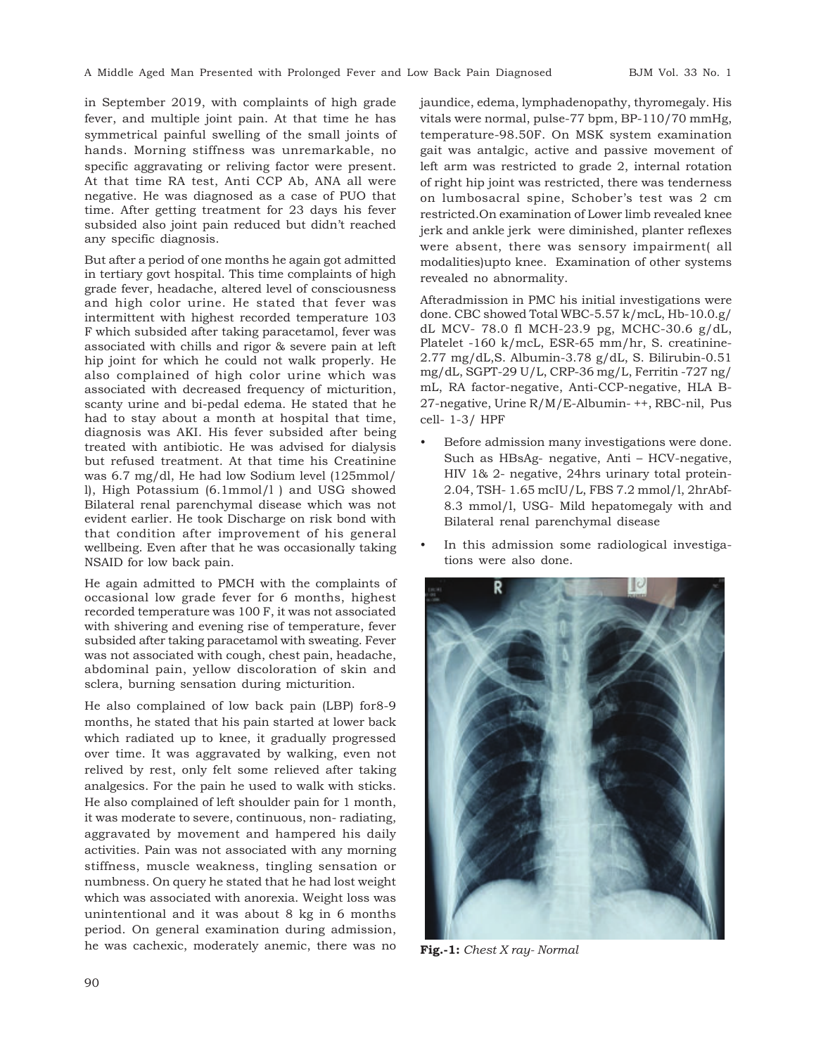in September 2019, with complaints of high grade fever, and multiple joint pain. At that time he has symmetrical painful swelling of the small joints of hands. Morning stiffness was unremarkable, no specific aggravating or reliving factor were present. At that time RA test, Anti CCP Ab, ANA all were negative. He was diagnosed as a case of PUO that time. After getting treatment for 23 days his fever subsided also joint pain reduced but didn't reached any specific diagnosis.

But after a period of one months he again got admitted in tertiary govt hospital. This time complaints of high grade fever, headache, altered level of consciousness and high color urine. He stated that fever was intermittent with highest recorded temperature 103 F which subsided after taking paracetamol, fever was associated with chills and rigor & severe pain at left hip joint for which he could not walk properly. He also complained of high color urine which was associated with decreased frequency of micturition, scanty urine and bi-pedal edema. He stated that he had to stay about a month at hospital that time, diagnosis was AKI. His fever subsided after being treated with antibiotic. He was advised for dialysis but refused treatment. At that time his Creatinine was 6.7 mg/dl, He had low Sodium level (125mmol/l), High Potassium (6.1mmol/l ) and USG showed Bilateral renal parenchymal disease which was not evident earlier. He took Discharge on risk bond with that condition after improvement of his general wellbeing. Even after that he was occasionally taking NSAID for low back pain.

He again admitted to PMCH with the complaints of occasional low grade fever for 6 months, highest recorded temperature was 100 F, it was not associated with shivering and evening rise of temperature, fever subsided after taking paracetamol with sweating. Fever was not associated with cough, chest pain, headache, abdominal pain, yellow discoloration of skin and sclera, burning sensation during micturition.

He also complained of low back pain (LBP) for8-9 months, he stated that his pain started at lower back which radiated up to knee, it gradually progressed over time. It was aggravated by walking, even not relived by rest, only felt some relieved after taking analgesics. For the pain he used to walk with sticks. He also complained of left shoulder pain for 1 month, it was moderate to severe, continuous, non- radiating, aggravated by movement and hampered his daily activities. Pain was not associated with any morning stiffness, muscle weakness, tingling sensation or numbness. On query he stated that he had lost weight which was associated with anorexia. Weight loss was unintentional and it was about 8 kg in 6 months period. On general examination during admission, he was cachexic, moderately anemic, there was no jaundice, edema, lymphadenopathy, thyromegaly. His vitals were normal, pulse-77 bpm, BP-110/70 mmHg, temperature-98.50F. On MSK system examination gait was antalgic, active and passive movement of left arm was restricted to grade 2, internal rotation of right hip joint was restricted, there was tenderness on lumbosacral spine, Schober's test was 2 cm restricted.On examination of Lower limb revealed knee jerk and ankle jerk were diminished, planter reflexes were absent, there was sensory impairment( all modalities)upto knee. Examination of other systems revealed no abnormality.

Afteradmission in PMC his initial investigations were done. CBC showed Total WBC-5.57 k/mcL, Hb-10.0.g/dL MCV- 78.0 fl MCH-23.9 pg, MCHC-30.6 g/dL, Platelet -160 k/mcL, ESR-65 mm/hr, S. creatinine-2.77 mg/dL,S. Albumin-3.78 g/dL, S. Bilirubin-0.51 mg/dL, SGPT-29 U/L, CRP-36 mg/L, Ferritin -727 ng/mL, RA factor-negative, Anti-CCP-negative, HLA B-27-negative, Urine R/M/E-Albumin- ++, RBC-nil, Pus cell- 1-3/ HPF

- Before admission many investigations were done. Such as HBsAg- negative, Anti – HCV-negative, HIV 1& 2- negative, 24hrs urinary total protein-2.04, TSH- 1.65 mcIU/L, FBS 7.2 mmol/l, 2hrAbf-8.3 mmol/l, USG- Mild hepatomegaly with and Bilateral renal parenchymal disease
- In this admission some radiological investigations were also done.

**Fig.-1:** *Chest X ray- Normal*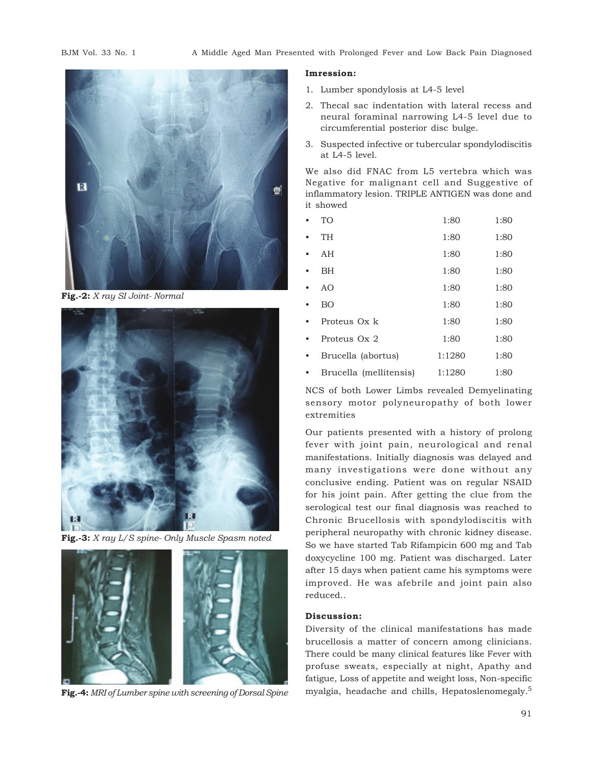Fig.-2: *X ray SI Joint- Normal*

Fig.-3: *X ray L/S spine- Only Muscle Spasm noted*

Fig.-4: *MRI of Lumber spine with screening of Dorsal Spine*

**Imression:**

1. Lumber spondylosis at L4-5 level
2. Thecal sac indentation with lateral recess and neural foraminal narrowing L4-5 level due to circumferential posterior disc bulge.
3. Suspected infective or tubercular spondylodiscitis at L4-5 level.

We also did FNAC from L5 vertebra which was Negative for malignant cell and Suggestive of inflammatory lesion. TRIPLE ANTIGEN was done and it showed

| | | |
|---|---|---|
| • TO | 1:80 | 1:80 |
| • TH | 1:80 | 1:80 |
| • AH | 1:80 | 1:80 |
| • BH | 1:80 | 1:80 |
| • AO | 1:80 | 1:80 |
| • BO | 1:80 | 1:80 |
| • Proteus Ox k | 1:80 | 1:80 |
| • Proteus Ox 2 | 1:80 | 1:80 |
| • Brucella (abortus) | 1:1280 | 1:80 |
| • Brucella (mellitensis) | 1:1280 | 1:80 |

NCS of both Lower Limbs revealed Demyelinating sensory motor polyneuropathy of both lower extremities

Our patients presented with a history of prolong fever with joint pain, neurological and renal manifestations. Initially diagnosis was delayed and many investigations were done without any conclusive ending. Patient was on regular NSAID for his joint pain. After getting the clue from the serological test our final diagnosis was reached to Chronic Brucellosis with spondylodiscitis with peripheral neuropathy with chronic kidney disease. So we have started Tab Rifampicin 600 mg and Tab doxycycline 100 mg. Patient was discharged. Later after 15 days when patient came his symptoms were improved. He was afebrile and joint pain also reduced..

**Discussion:**

Diversity of the clinical manifestations has made brucellosis a matter of concern among clinicians. There could be many clinical features like Fever with profuse sweats, especially at night, Apathy and fatigue, Loss of appetite and weight loss, Non-specific myalgia, headache and chills, Hepatoslenomegaly.[5]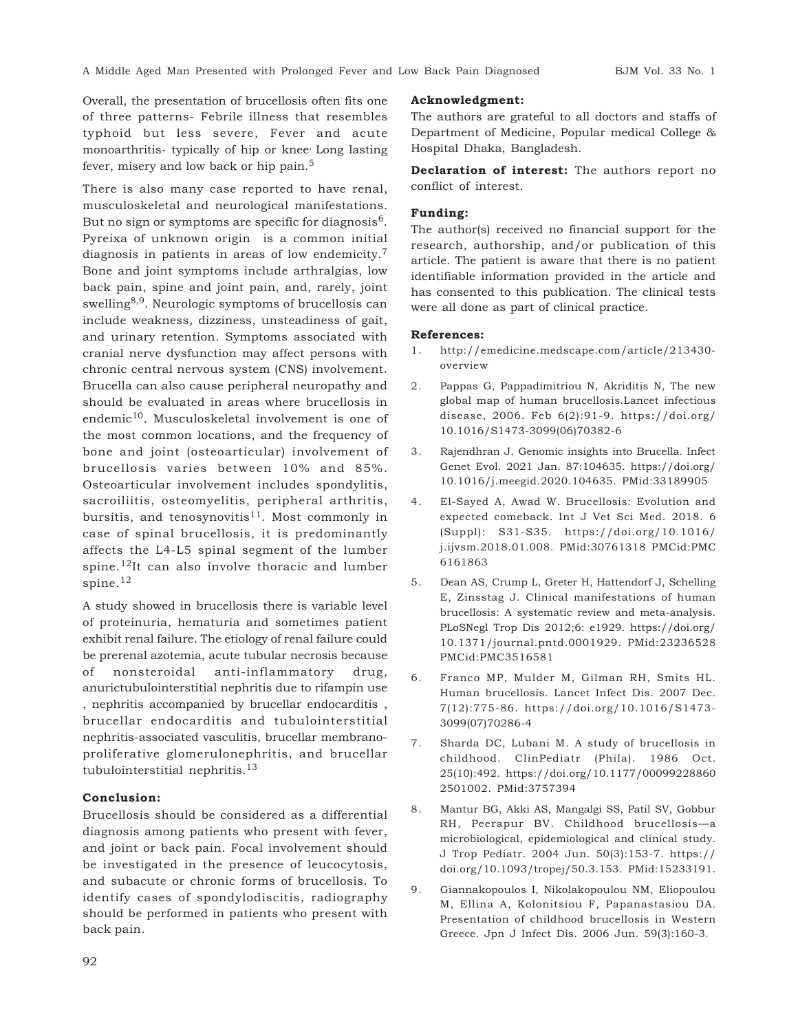Overall, the presentation of brucellosis often fits one of three patterns- Febrile illness that resembles typhoid but less severe, Fever and acute monoarthritis- typically of hip or knee, Long lasting fever, misery and low back or hip pain.[5]

There is also many case reported to have renal, musculoskeletal and neurological manifestations. But no sign or symptoms are specific for diagnosis[6]. Pyreixa of unknown origin is a common initial diagnosis in patients in areas of low endemicity.[7] Bone and joint symptoms include arthralgias, low back pain, spine and joint pain, and, rarely, joint swelling[8,9]. Neurologic symptoms of brucellosis can include weakness, dizziness, unsteadiness of gait, and urinary retention. Symptoms associated with cranial nerve dysfunction may affect persons with chronic central nervous system (CNS) involvement. Brucella can also cause peripheral neuropathy and should be evaluated in areas where brucellosis in endemic[10]. Musculoskeletal involvement is one of the most common locations, and the frequency of bone and joint (osteoarticular) involvement of brucellosis varies between 10% and 85%. Osteoarticular involvement includes spondylitis, sacroiliitis, osteomyelitis, peripheral arthritis, bursitis, and tenosynovitis[11]. Most commonly in case of spinal brucellosis, it is predominantly affects the L4-L5 spinal segment of the lumber spine.[12]It can also involve thoracic and lumber spine.[12]

A study showed in brucellosis there is variable level of proteinuria, hematuria and sometimes patient exhibit renal failure. The etiology of renal failure could be prerenal azotemia, acute tubular necrosis because of nonsteroidal anti-inflammatory drug, anurictubulointerstitial nephritis due to rifampin use , nephritis accompanied by brucellar endocarditis , brucellar endocarditis and tubulointerstitial nephritis-associated vasculitis, brucellar membrano-proliferative glomerulonephritis, and brucellar tubulointerstitial nephritis.[13]

**Conclusion:**

Brucellosis should be considered as a differential diagnosis among patients who present with fever, and joint or back pain. Focal involvement should be investigated in the presence of leucocytosis, and subacute or chronic forms of brucellosis. To identify cases of spondylodiscitis, radiography should be performed in patients who present with back pain.

**Acknowledgment:**

The authors are grateful to all doctors and staffs of Department of Medicine, Popular medical College & Hospital Dhaka, Bangladesh.

**Declaration of interest:** The authors report no conflict of interest.

**Funding:**

The author(s) received no financial support for the research, authorship, and/or publication of this article. The patient is aware that there is no patient identifiable information provided in the article and has consented to this publication. The clinical tests were all done as part of clinical practice.

**References:**

1. http://emedicine.medscape.com/article/213430-overview
2. Pappas G, Pappadimitriou N, Akriditis N, The new global map of human brucellosis.Lancet infectious disease, 2006. Feb 6(2):91-9. https://doi.org/10.1016/S1473-3099(06)70382-6
3. Rajendhran J. Genomic insights into Brucella. Infect Genet Evol. 2021 Jan. 87:104635. https://doi.org/10.1016/j.meegid.2020.104635. PMid:33189905
4. El-Sayed A, Awad W. Brucellosis: Evolution and expected comeback. Int J Vet Sci Med. 2018. 6 (Suppl): S31-S35. https://doi.org/10.1016/j.ijvsm.2018.01.008. PMid:30761318 PMCid:PMC6161863
5. Dean AS, Crump L, Greter H, Hattendorf J, Schelling E, Zinsstag J. Clinical manifestations of human brucellosis: A systematic review and meta-analysis. PLoSNegl Trop Dis 2012;6: e1929. https://doi.org/10.1371/journal.pntd.0001929. PMid:23236528 PMCid:PMC3516581
6. Franco MP, Mulder M, Gilman RH, Smits HL. Human brucellosis. Lancet Infect Dis. 2007 Dec. 7(12):775-86. https://doi.org/10.1016/S1473-3099(07)70286-4
7. Sharda DC, Lubani M. A study of brucellosis in childhood. ClinPediatr (Phila). 1986 Oct. 25(10):492. https://doi.org/10.1177/000992288602501002. PMid:3757394
8. Mantur BG, Akki AS, Mangalgi SS, Patil SV, Gobbur RH, Peerapur BV. Childhood brucellosis—a microbiological, epidemiological and clinical study. J Trop Pediatr. 2004 Jun. 50(3):153-7. https://doi.org/10.1093/tropej/50.3.153. PMid:15233191.
9. Giannakopoulos I, Nikolakopoulou NM, Eliopoulou M, Ellina A, Kolonitsiou F, Papanastasiou DA. Presentation of childhood brucellosis in Western Greece. Jpn J Infect Dis. 2006 Jun. 59(3):160-3.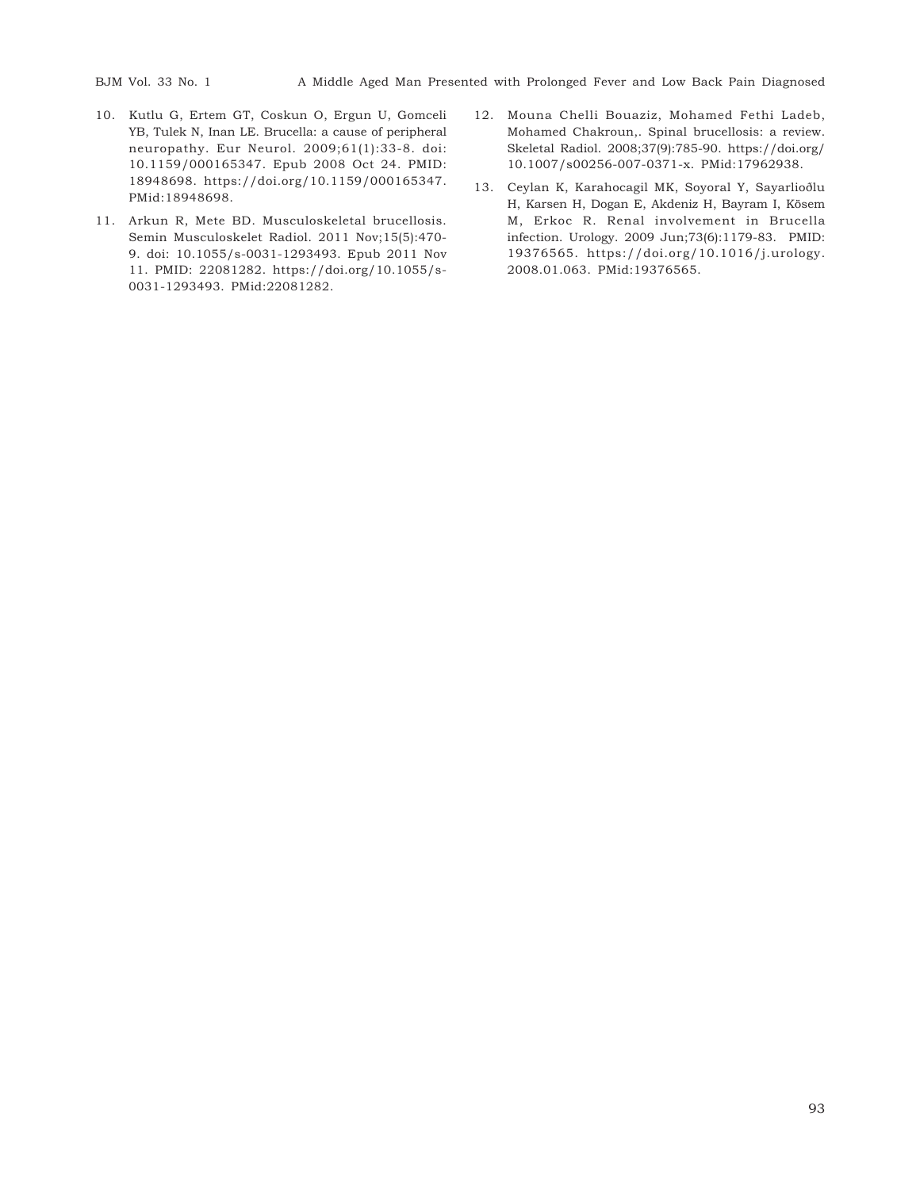10. Kutlu G, Ertem GT, Coskun O, Ergun U, Gomceli YB, Tulek N, Inan LE. Brucella: a cause of peripheral neuropathy. Eur Neurol. 2009;61(1):33-8. doi: 10.1159/000165347. Epub 2008 Oct 24. PMID: 18948698. https://doi.org/10.1159/000165347. PMid:18948698.

11. Arkun R, Mete BD. Musculoskeletal brucellosis. Semin Musculoskelet Radiol. 2011 Nov;15(5):470-9. doi: 10.1055/s-0031-1293493. Epub 2011 Nov 11. PMID: 22081282. https://doi.org/10.1055/s-0031-1293493. PMid:22081282.

12. Mouna Chelli Bouaziz, Mohamed Fethi Ladeb, Mohamed Chakroun,. Spinal brucellosis: a review. Skeletal Radiol. 2008;37(9):785-90. https://doi.org/10.1007/s00256-007-0371-x. PMid:17962938.

13. Ceylan K, Karahocagil MK, Soyoral Y, Sayarlioðlu H, Karsen H, Dogan E, Akdeniz H, Bayram I, Kösem M, Erkoc R. Renal involvement in Brucella infection. Urology. 2009 Jun;73(6):1179-83. PMID: 19376565. https://doi.org/10.1016/j.urology.2008.01.063. PMid:19376565.